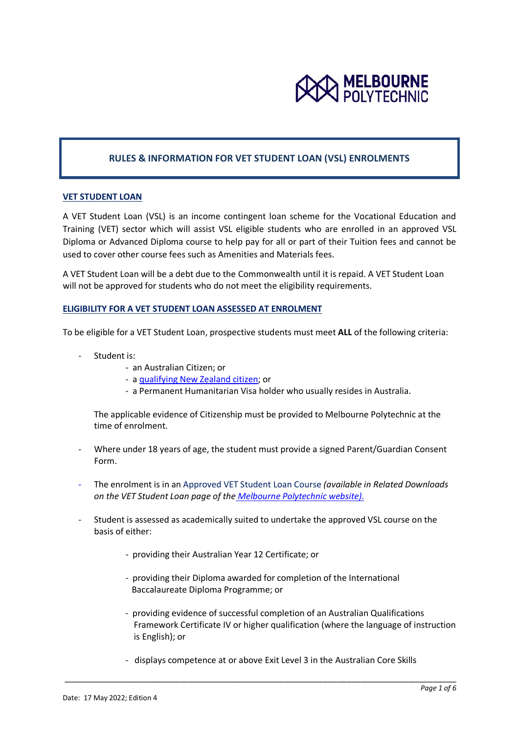# RULES & INFORMATION FOR VET STUDENT LOAN (VSL) ENROLMENTS

## VET STUDENT LOAN

A VET Student Loan (VSL) is an income contingent loan scheme for the Vocational Education and Training (VET) sector which will assist VSL eligible students who are enrolled in an approved VSL Diploma or Advanced Diploma course to help pay for all or part of their Tuition fees and cannot be used to cover other course fees such as Amenities and Materials fees.

A VET Student Loan will be a debt due to the Commonwealth until it is repaid. A VET Student Loan will not be approved for students who do not meet the eligibility requirements.

## ELIGIBILITY FOR A VET STUDENT LOAN ASSESSED AT ENROLMENT

To be eligible for a VET Student Loan, prospective students must meet **ALL** of the following criteria:

- Student is:
  - an Australian Citizen; or
  - a qualifying New Zealand citizen; or
  - a Permanent Humanitarian Visa holder who usually resides in Australia.

  The applicable evidence of Citizenship must be provided to Melbourne Polytechnic at the time of enrolment.

- Where under 18 years of age, the student must provide a signed Parent/Guardian Consent Form.

- The enrolment is in an Approved VET Student Loan Course *(available in Related Downloads on the VET Student Loan page of the Melbourne Polytechnic website).*

- Student is assessed as academically suited to undertake the approved VSL course on the basis of either:
  - providing their Australian Year 12 Certificate; or
  - providing their Diploma awarded for completion of the International Baccalaureate Diploma Programme; or
  - providing evidence of successful completion of an Australian Qualifications Framework Certificate IV or higher qualification (where the language of instruction is English); or
  - displays competence at or above Exit Level 3 in the Australian Core Skills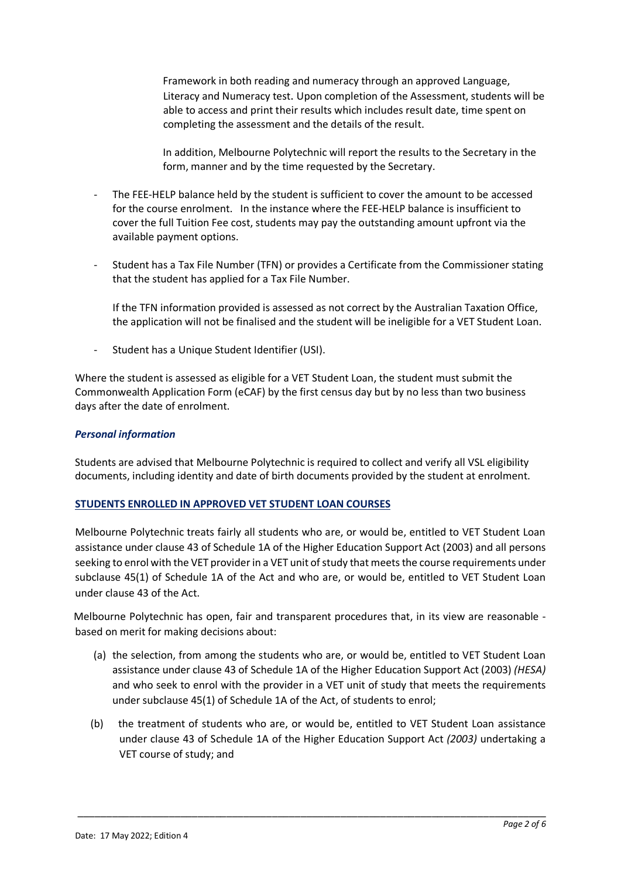Framework in both reading and numeracy through an approved Language, Literacy and Numeracy test. Upon completion of the Assessment, students will be able to access and print their results which includes result date, time spent on completing the assessment and the details of the result.

In addition, Melbourne Polytechnic will report the results to the Secretary in the form, manner and by the time requested by the Secretary.

- The FEE-HELP balance held by the student is sufficient to cover the amount to be accessed for the course enrolment. In the instance where the FEE-HELP balance is insufficient to cover the full Tuition Fee cost, students may pay the outstanding amount upfront via the available payment options.
- Student has a Tax File Number (TFN) or provides a Certificate from the Commissioner stating that the student has applied for a Tax File Number.

  If the TFN information provided is assessed as not correct by the Australian Taxation Office, the application will not be finalised and the student will be ineligible for a VET Student Loan.
- Student has a Unique Student Identifier (USI).

Where the student is assessed as eligible for a VET Student Loan, the student must submit the Commonwealth Application Form (eCAF) by the first census day but by no less than two business days after the date of enrolment.

***Personal information***

Students are advised that Melbourne Polytechnic is required to collect and verify all VSL eligibility documents, including identity and date of birth documents provided by the student at enrolment.

**STUDENTS ENROLLED IN APPROVED VET STUDENT LOAN COURSES**

Melbourne Polytechnic treats fairly all students who are, or would be, entitled to VET Student Loan assistance under clause 43 of Schedule 1A of the Higher Education Support Act (2003) and all persons seeking to enrol with the VET provider in a VET unit of study that meets the course requirements under subclause 45(1) of Schedule 1A of the Act and who are, or would be, entitled to VET Student Loan under clause 43 of the Act.

Melbourne Polytechnic has open, fair and transparent procedures that, in its view are reasonable - based on merit for making decisions about:

(a) the selection, from among the students who are, or would be, entitled to VET Student Loan assistance under clause 43 of Schedule 1A of the Higher Education Support Act (2003) *(HESA)* and who seek to enrol with the provider in a VET unit of study that meets the requirements under subclause 45(1) of Schedule 1A of the Act, of students to enrol;

(b) the treatment of students who are, or would be, entitled to VET Student Loan assistance under clause 43 of Schedule 1A of the Higher Education Support Act *(2003)* undertaking a VET course of study; and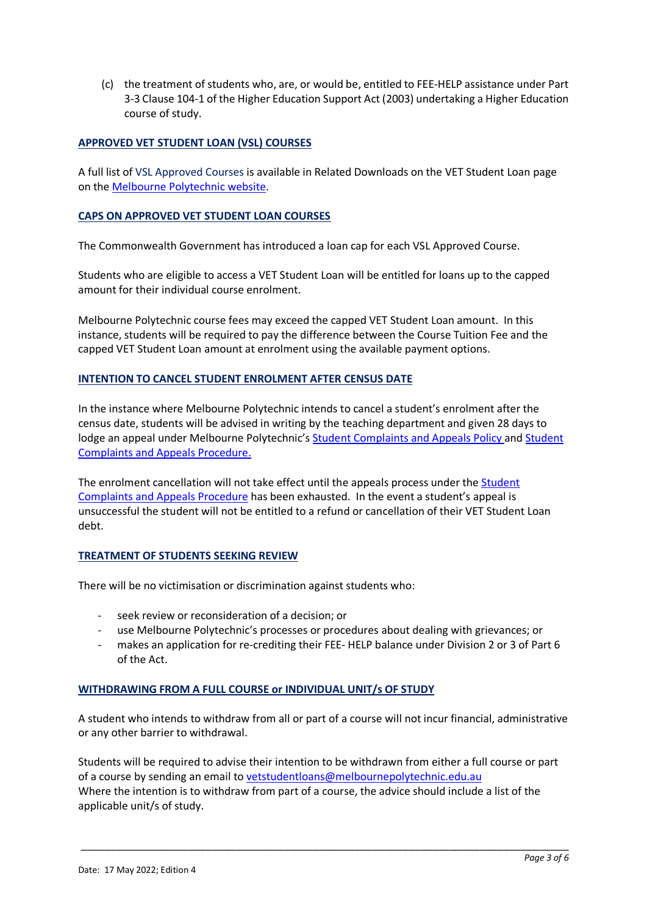(c) the treatment of students who, are, or would be, entitled to FEE-HELP assistance under Part 3-3 Clause 104-1 of the Higher Education Support Act (2003) undertaking a Higher Education course of study.

## APPROVED VET STUDENT LOAN (VSL) COURSES

A full list of VSL Approved Courses is available in Related Downloads on the VET Student Loan page on the Melbourne Polytechnic website.

## CAPS ON APPROVED VET STUDENT LOAN COURSES

The Commonwealth Government has introduced a loan cap for each VSL Approved Course.

Students who are eligible to access a VET Student Loan will be entitled for loans up to the capped amount for their individual course enrolment.

Melbourne Polytechnic course fees may exceed the capped VET Student Loan amount. In this instance, students will be required to pay the difference between the Course Tuition Fee and the capped VET Student Loan amount at enrolment using the available payment options.

## INTENTION TO CANCEL STUDENT ENROLMENT AFTER CENSUS DATE

In the instance where Melbourne Polytechnic intends to cancel a student's enrolment after the census date, students will be advised in writing by the teaching department and given 28 days to lodge an appeal under Melbourne Polytechnic's Student Complaints and Appeals Policy and Student Complaints and Appeals Procedure.

The enrolment cancellation will not take effect until the appeals process under the Student Complaints and Appeals Procedure has been exhausted. In the event a student's appeal is unsuccessful the student will not be entitled to a refund or cancellation of their VET Student Loan debt.

## TREATMENT OF STUDENTS SEEKING REVIEW

There will be no victimisation or discrimination against students who:

- seek review or reconsideration of a decision; or
- use Melbourne Polytechnic's processes or procedures about dealing with grievances; or
- makes an application for re-crediting their FEE- HELP balance under Division 2 or 3 of Part 6 of the Act.

## WITHDRAWING FROM A FULL COURSE or INDIVIDUAL UNIT/s OF STUDY

A student who intends to withdraw from all or part of a course will not incur financial, administrative or any other barrier to withdrawal.

Students will be required to advise their intention to be withdrawn from either a full course or part of a course by sending an email to vetstudentloans@melbournepolytechnic.edu.au
Where the intention is to withdraw from part of a course, the advice should include a list of the applicable unit/s of study.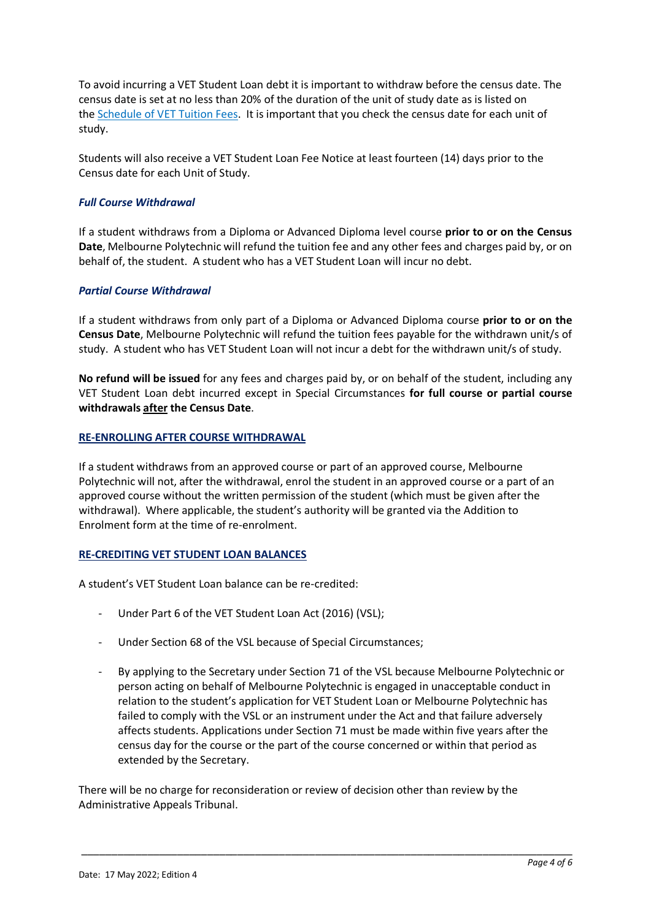To avoid incurring a VET Student Loan debt it is important to withdraw before the census date. The census date is set at no less than 20% of the duration of the unit of study date as is listed on the Schedule of VET Tuition Fees. It is important that you check the census date for each unit of study.

Students will also receive a VET Student Loan Fee Notice at least fourteen (14) days prior to the Census date for each Unit of Study.

### *Full Course Withdrawal*

If a student withdraws from a Diploma or Advanced Diploma level course **prior to or on the Census Date**, Melbourne Polytechnic will refund the tuition fee and any other fees and charges paid by, or on behalf of, the student. A student who has a VET Student Loan will incur no debt.

### *Partial Course Withdrawal*

If a student withdraws from only part of a Diploma or Advanced Diploma course **prior to or on the Census Date**, Melbourne Polytechnic will refund the tuition fees payable for the withdrawn unit/s of study. A student who has VET Student Loan will not incur a debt for the withdrawn unit/s of study.

**No refund will be issued** for any fees and charges paid by, or on behalf of the student, including any VET Student Loan debt incurred except in Special Circumstances **for full course or partial course withdrawals <u>after</u> the Census Date**.

## RE-ENROLLING AFTER COURSE WITHDRAWAL

If a student withdraws from an approved course or part of an approved course, Melbourne Polytechnic will not, after the withdrawal, enrol the student in an approved course or a part of an approved course without the written permission of the student (which must be given after the withdrawal). Where applicable, the student's authority will be granted via the Addition to Enrolment form at the time of re-enrolment.

## RE-CREDITING VET STUDENT LOAN BALANCES

A student's VET Student Loan balance can be re-credited:

- Under Part 6 of the VET Student Loan Act (2016) (VSL);
- Under Section 68 of the VSL because of Special Circumstances;
- By applying to the Secretary under Section 71 of the VSL because Melbourne Polytechnic or person acting on behalf of Melbourne Polytechnic is engaged in unacceptable conduct in relation to the student's application for VET Student Loan or Melbourne Polytechnic has failed to comply with the VSL or an instrument under the Act and that failure adversely affects students. Applications under Section 71 must be made within five years after the census day for the course or the part of the course concerned or within that period as extended by the Secretary.

There will be no charge for reconsideration or review of decision other than review by the Administrative Appeals Tribunal.

Date: 17 May 2022; Edition 4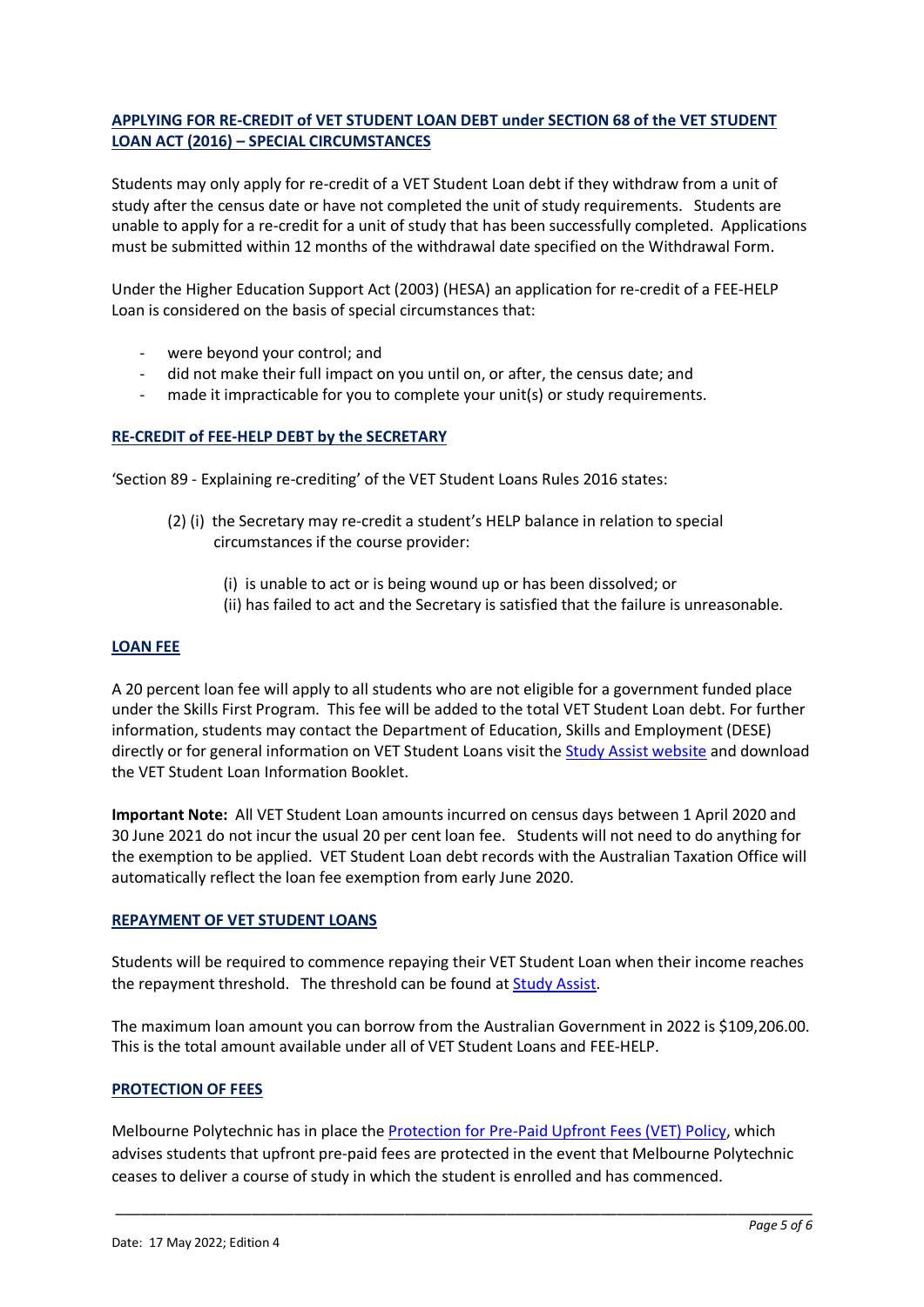## APPLYING FOR RE-CREDIT of VET STUDENT LOAN DEBT under SECTION 68 of the VET STUDENT LOAN ACT (2016) – SPECIAL CIRCUMSTANCES

Students may only apply for re-credit of a VET Student Loan debt if they withdraw from a unit of study after the census date or have not completed the unit of study requirements. Students are unable to apply for a re-credit for a unit of study that has been successfully completed. Applications must be submitted within 12 months of the withdrawal date specified on the Withdrawal Form.

Under the Higher Education Support Act (2003) (HESA) an application for re-credit of a FEE-HELP Loan is considered on the basis of special circumstances that:

- were beyond your control; and
- did not make their full impact on you until on, or after, the census date; and
- made it impracticable for you to complete your unit(s) or study requirements.

## RE-CREDIT of FEE-HELP DEBT by the SECRETARY

'Section 89 - Explaining re-crediting' of the VET Student Loans Rules 2016 states:

(2) (i) the Secretary may re-credit a student's HELP balance in relation to special circumstances if the course provider:

(i) is unable to act or is being wound up or has been dissolved; or
(ii) has failed to act and the Secretary is satisfied that the failure is unreasonable.

## LOAN FEE

A 20 percent loan fee will apply to all students who are not eligible for a government funded place under the Skills First Program. This fee will be added to the total VET Student Loan debt. For further information, students may contact the Department of Education, Skills and Employment (DESE) directly or for general information on VET Student Loans visit the Study Assist website and download the VET Student Loan Information Booklet.

**Important Note:** All VET Student Loan amounts incurred on census days between 1 April 2020 and 30 June 2021 do not incur the usual 20 per cent loan fee. Students will not need to do anything for the exemption to be applied. VET Student Loan debt records with the Australian Taxation Office will automatically reflect the loan fee exemption from early June 2020.

## REPAYMENT OF VET STUDENT LOANS

Students will be required to commence repaying their VET Student Loan when their income reaches the repayment threshold. The threshold can be found at Study Assist.

The maximum loan amount you can borrow from the Australian Government in 2022 is $109,206.00. This is the total amount available under all of VET Student Loans and FEE-HELP.

## PROTECTION OF FEES

Melbourne Polytechnic has in place the Protection for Pre-Paid Upfront Fees (VET) Policy, which advises students that upfront pre-paid fees are protected in the event that Melbourne Polytechnic ceases to deliver a course of study in which the student is enrolled and has commenced.

Date: 17 May 2022; Edition 4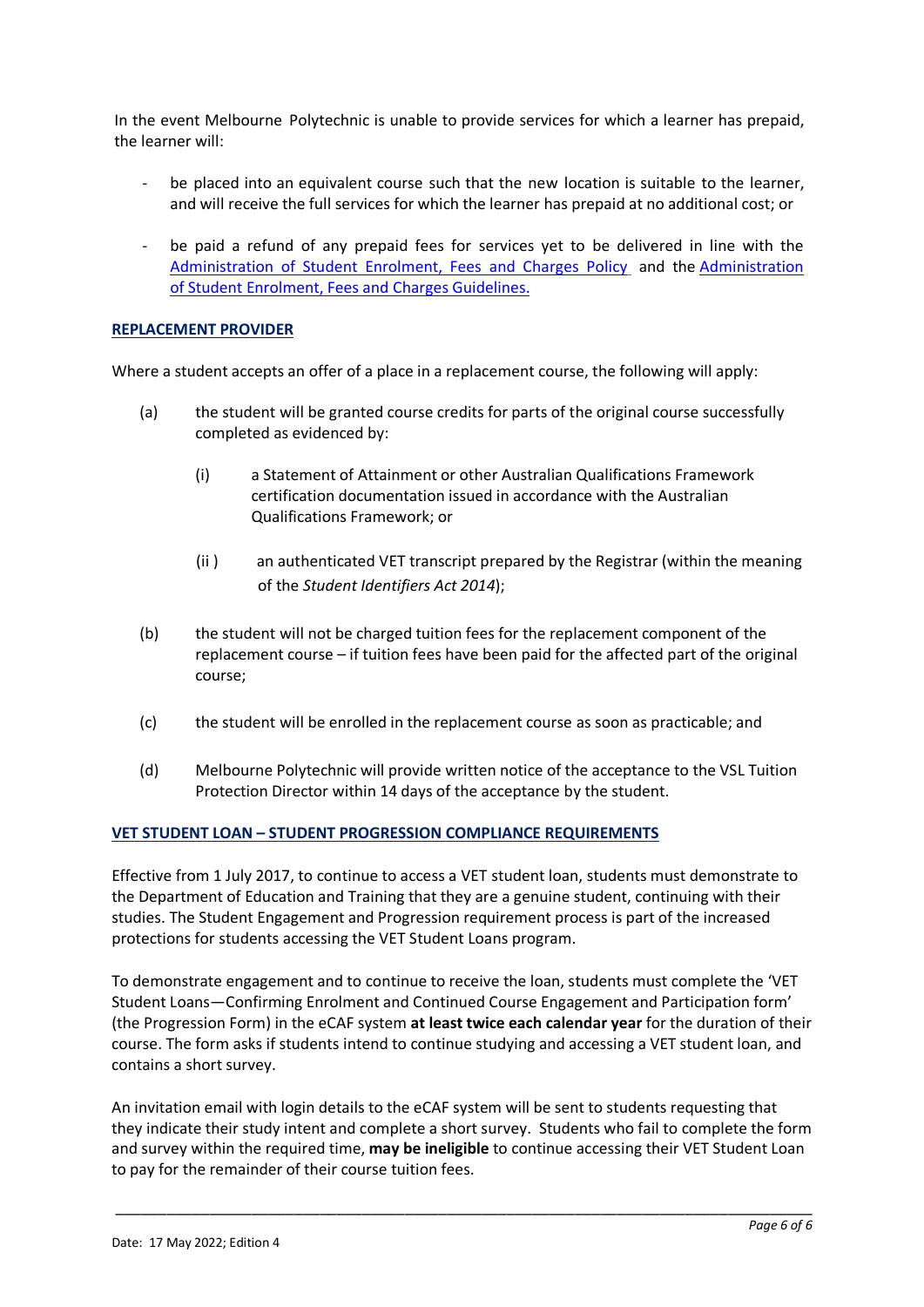In the event Melbourne Polytechnic is unable to provide services for which a learner has prepaid, the learner will:

- be placed into an equivalent course such that the new location is suitable to the learner, and will receive the full services for which the learner has prepaid at no additional cost; or
- be paid a refund of any prepaid fees for services yet to be delivered in line with the [Administration of Student Enrolment, Fees and Charges Policy](#) and the [Administration of Student Enrolment, Fees and Charges Guidelines.](#)

## REPLACEMENT PROVIDER

Where a student accepts an offer of a place in a replacement course, the following will apply:

(a) the student will be granted course credits for parts of the original course successfully completed as evidenced by:

  (i) a Statement of Attainment or other Australian Qualifications Framework certification documentation issued in accordance with the Australian Qualifications Framework; or

  (ii ) an authenticated VET transcript prepared by the Registrar (within the meaning of the *Student Identifiers Act 2014*);

(b) the student will not be charged tuition fees for the replacement component of the replacement course – if tuition fees have been paid for the affected part of the original course;

(c) the student will be enrolled in the replacement course as soon as practicable; and

(d) Melbourne Polytechnic will provide written notice of the acceptance to the VSL Tuition Protection Director within 14 days of the acceptance by the student.

## VET STUDENT LOAN – STUDENT PROGRESSION COMPLIANCE REQUIREMENTS

Effective from 1 July 2017, to continue to access a VET student loan, students must demonstrate to the Department of Education and Training that they are a genuine student, continuing with their studies. The Student Engagement and Progression requirement process is part of the increased protections for students accessing the VET Student Loans program.

To demonstrate engagement and to continue to receive the loan, students must complete the 'VET Student Loans—Confirming Enrolment and Continued Course Engagement and Participation form' (the Progression Form) in the eCAF system **at least twice each calendar year** for the duration of their course. The form asks if students intend to continue studying and accessing a VET student loan, and contains a short survey.

An invitation email with login details to the eCAF system will be sent to students requesting that they indicate their study intent and complete a short survey. Students who fail to complete the form and survey within the required time, **may be ineligible** to continue accessing their VET Student Loan to pay for the remainder of their course tuition fees.

Date: 17 May 2022; Edition 4